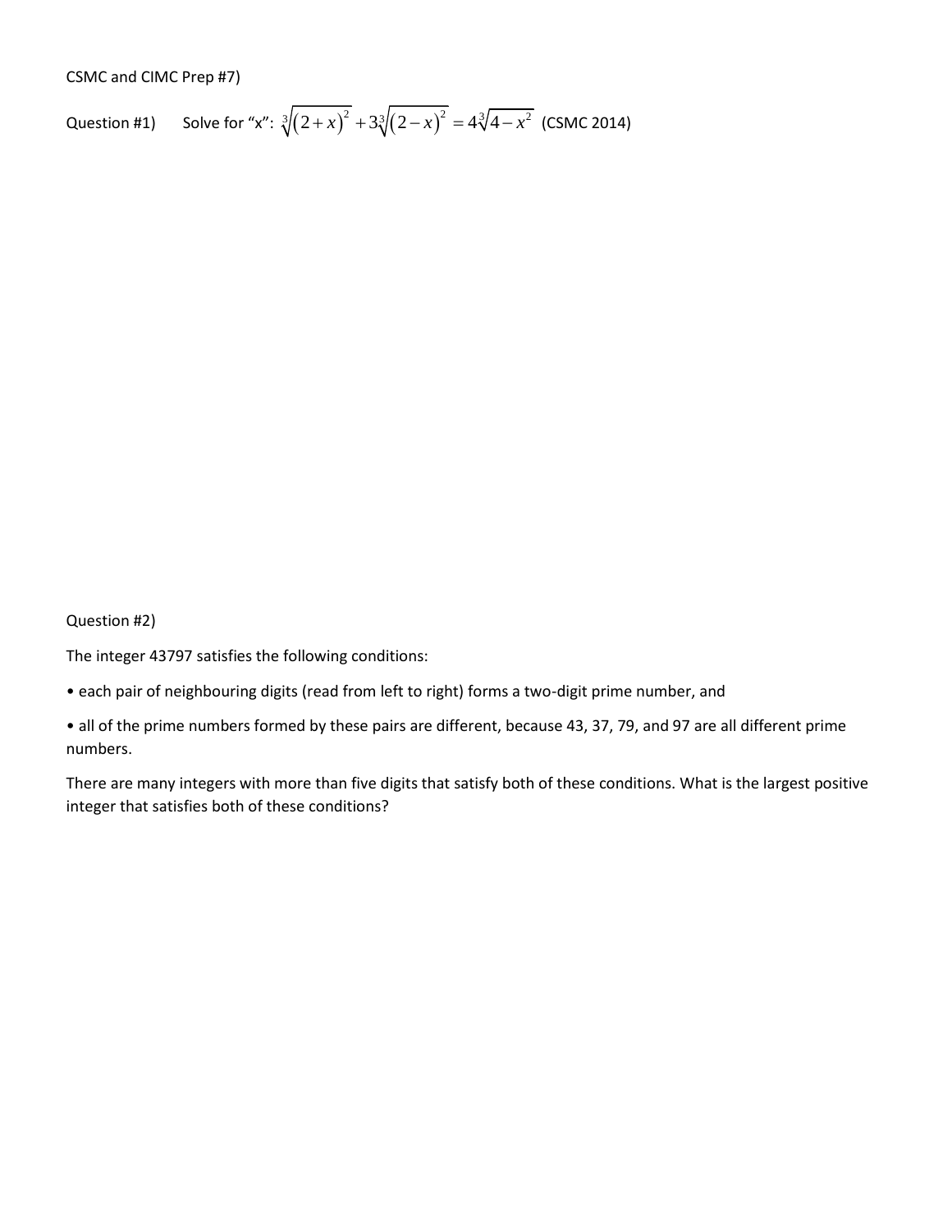CSMC and CIMC Prep #7)

Question #1) Solve for "x": $\sqrt[3]{(2+x)^2} + 3\sqrt[3]{(2-x)^2} = 4\sqrt[3]{4-x^2}$ (CSMC 2014)

Question #2)

The integer 43797 satisfies the following conditions:

• each pair of neighbouring digits (read from left to right) forms a two-digit prime number, and

• all of the prime numbers formed by these pairs are different, because 43, 37, 79, and 97 are all different prime numbers.

There are many integers with more than five digits that satisfy both of these conditions. What is the largest positive integer that satisfies both of these conditions?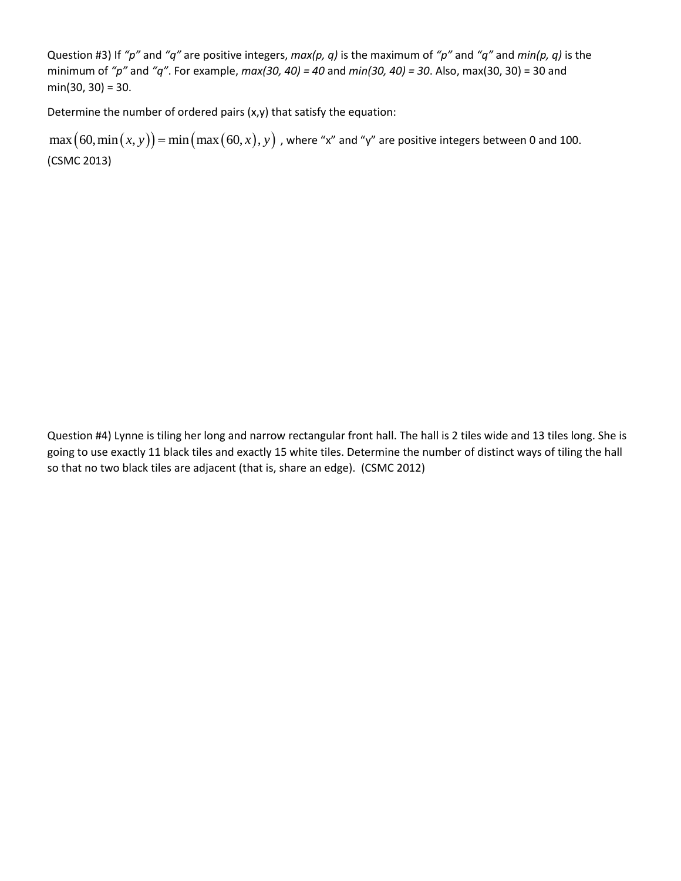Question #3) If *"p"* and *"q"* are positive integers, *max(p, q)* is the maximum of *"p"* and *"q"* and *min(p, q)* is the minimum of *"p"* and *"q"*. For example, *max(30, 40) = 40* and *min(30, 40) = 30*. Also, max(30, 30) = 30 and min(30, 30) = 30.

Determine the number of ordered pairs (x,y) that satisfy the equation:

$\max\left(60, \min\left(x, y\right)\right) = \min\left(\max\left(60, x\right), y\right)$ , where "x" and "y" are positive integers between 0 and 100. (CSMC 2013)

Question #4) Lynne is tiling her long and narrow rectangular front hall. The hall is 2 tiles wide and 13 tiles long. She is going to use exactly 11 black tiles and exactly 15 white tiles. Determine the number of distinct ways of tiling the hall so that no two black tiles are adjacent (that is, share an edge). (CSMC 2012)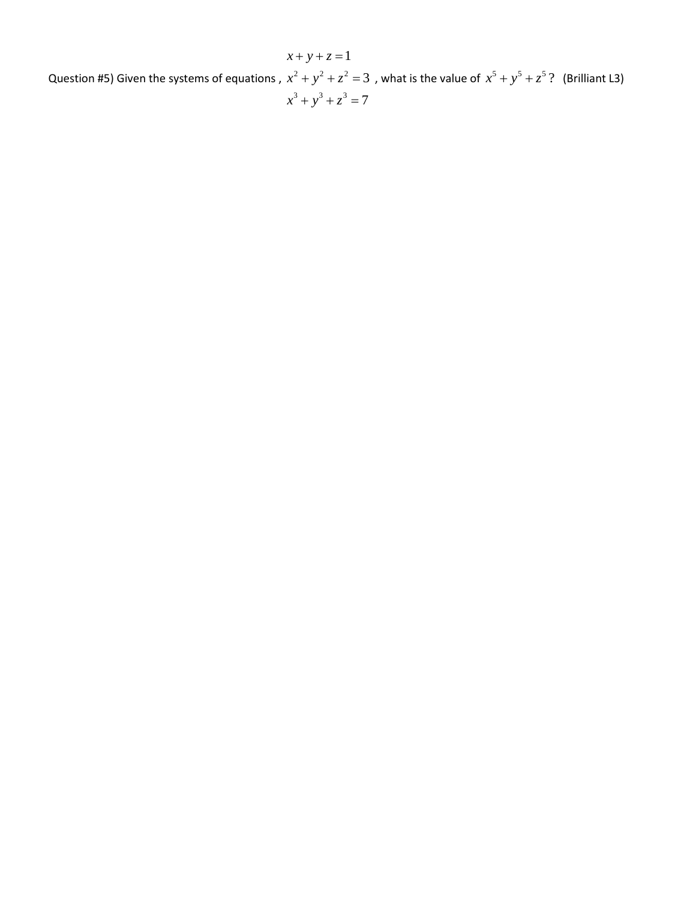Question #5) Given the systems of equations ,

$$\begin{aligned} x+y+z &= 1 \\ x^2+y^2+z^2 &= 3 \\ x^3+y^3+z^3 &= 7 \end{aligned}$$

, what is the value of $x^5+y^5+z^5$? (Brilliant L3)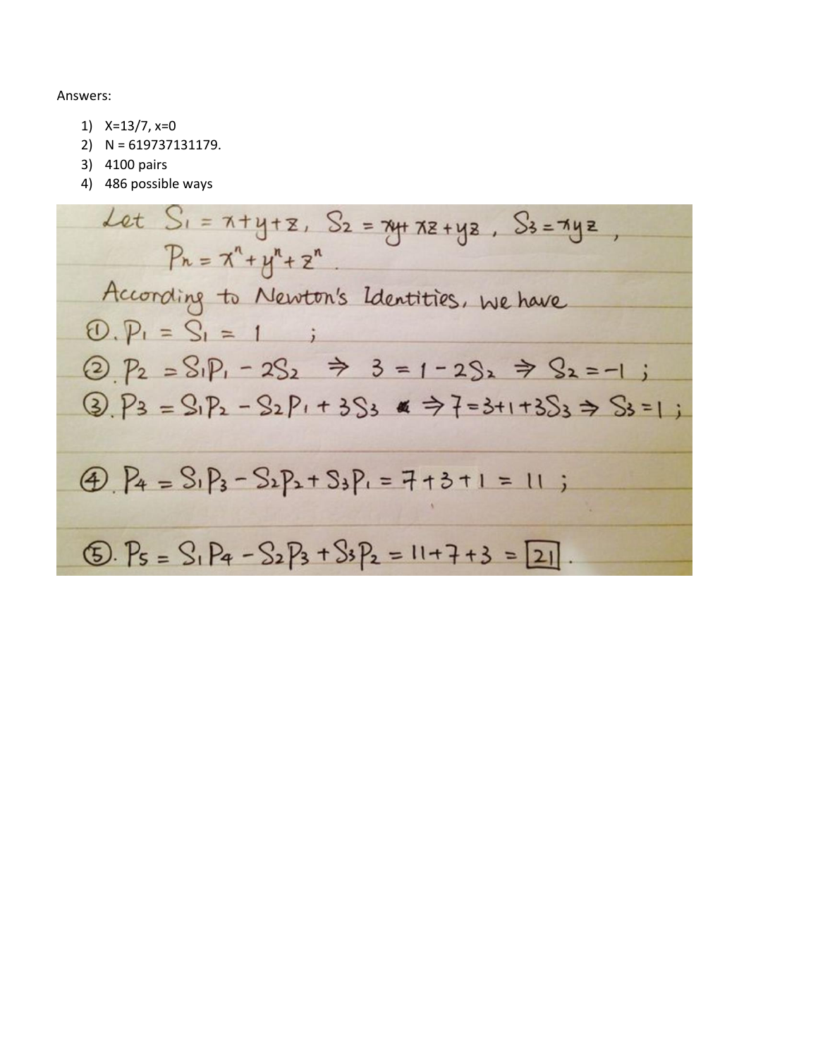Answers:

1) $X=13/7$, $x=0$
2) $N = 619737131179$.
3) 4100 pairs
4) 486 possible ways

Let $S_1 = x+y+z$, $S_2 = xy+xz+yz$, $S_3 = xyz$,

$P_n = x^n + y^n + z^n$.

According to Newton's Identities, we have

① $P_1 = S_1 = 1$ ;

② $P_2 = S_1 P_1 - 2S_2 \Rightarrow 3 = 1 - 2S_2 \Rightarrow S_2 = -1$ ;

③ $P_3 = S_1 P_2 - S_2 P_1 + 3S_3 \Rightarrow 7 = 3 + 1 + 3S_3 \Rightarrow S_3 = 1$ ;

④ $P_4 = S_1 P_3 - S_2 P_2 + S_3 P_1 = 7 + 3 + 1 = 11$ ;

⑤ $P_5 = S_1 P_4 - S_2 P_3 + S_3 P_2 = 11 + 7 + 3 = \boxed{21}$.